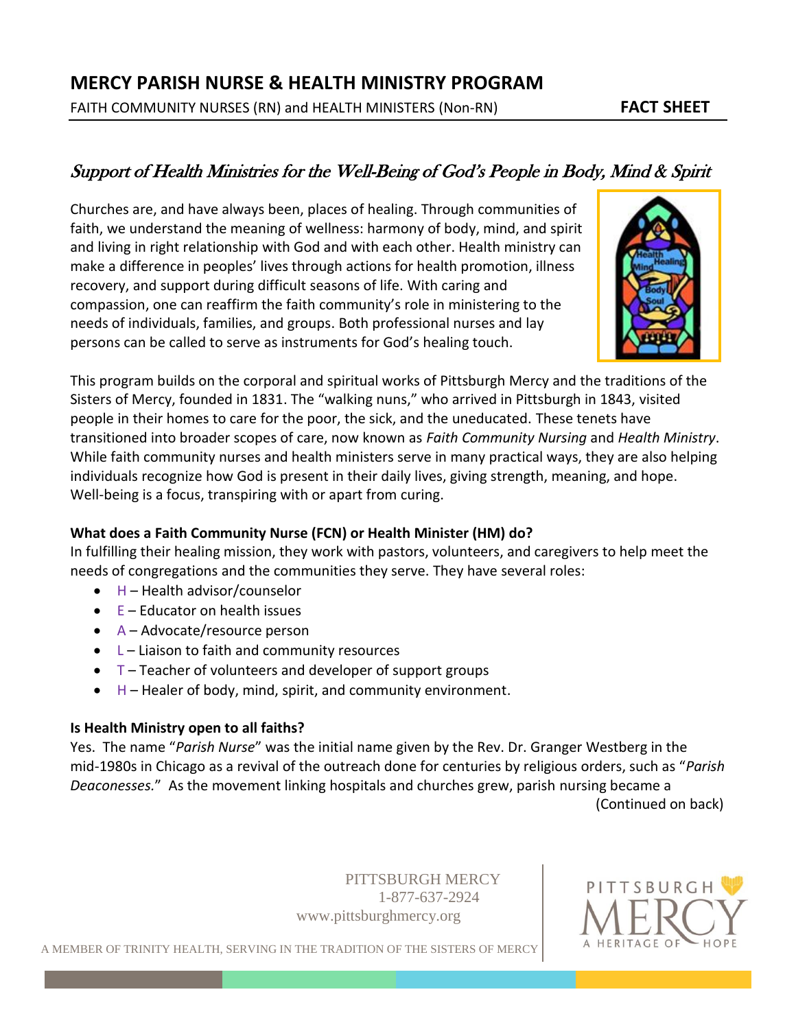# MERCY PARISH NURSE & HEALTH MINISTRY PROGRAM

FAITH COMMUNITY NURSES (RN) and HEALTH MINISTERS (Non-RN) **FACT SHEET**

## *Support of Health Ministries for the Well-Being of God's People in Body, Mind & Spirit*

Churches are, and have always been, places of healing. Through communities of faith, we understand the meaning of wellness: harmony of body, mind, and spirit and living in right relationship with God and with each other. Health ministry can make a difference in peoples' lives through actions for health promotion, illness recovery, and support during difficult seasons of life. With caring and compassion, one can reaffirm the faith community's role in ministering to the needs of individuals, families, and groups. Both professional nurses and lay persons can be called to serve as instruments for God's healing touch.

This program builds on the corporal and spiritual works of Pittsburgh Mercy and the traditions of the Sisters of Mercy, founded in 1831. The "walking nuns," who arrived in Pittsburgh in 1843, visited people in their homes to care for the poor, the sick, and the uneducated. These tenets have transitioned into broader scopes of care, now known as *Faith Community Nursing* and *Health Ministry*. While faith community nurses and health ministers serve in many practical ways, they are also helping individuals recognize how God is present in their daily lives, giving strength, meaning, and hope. Well-being is a focus, transpiring with or apart from curing.

**What does a Faith Community Nurse (FCN) or Health Minister (HM) do?**

In fulfilling their healing mission, they work with pastors, volunteers, and caregivers to help meet the needs of congregations and the communities they serve. They have several roles:

- H – Health advisor/counselor
- E – Educator on health issues
- A – Advocate/resource person
- L – Liaison to faith and community resources
- T – Teacher of volunteers and developer of support groups
- H – Healer of body, mind, spirit, and community environment.

**Is Health Ministry open to all faiths?**

Yes. The name "*Parish Nurse*" was the initial name given by the Rev. Dr. Granger Westberg in the mid-1980s in Chicago as a revival of the outreach done for centuries by religious orders, such as "*Parish Deaconesses.*" As the movement linking hospitals and churches grew, parish nursing became a

(Continued on back)

PITTSBURGH MERCY
1-877-637-2924
www.pittsburghmercy.org

A MEMBER OF TRINITY HEALTH, SERVING IN THE TRADITION OF THE SISTERS OF MERCY

PITTSBURGH MERCY
A HERITAGE OF HOPE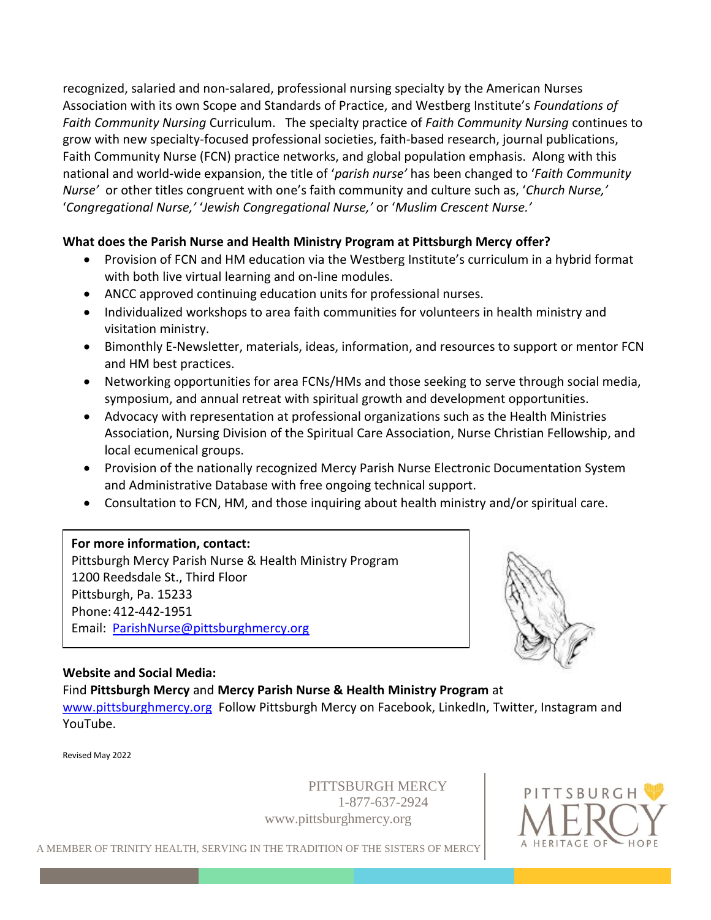recognized, salaried and non-salared, professional nursing specialty by the American Nurses Association with its own Scope and Standards of Practice, and Westberg Institute's *Foundations of Faith Community Nursing* Curriculum. The specialty practice of *Faith Community Nursing* continues to grow with new specialty-focused professional societies, faith-based research, journal publications, Faith Community Nurse (FCN) practice networks, and global population emphasis. Along with this national and world-wide expansion, the title of '*parish nurse'* has been changed to '*Faith Community Nurse'* or other titles congruent with one's faith community and culture such as, '*Church Nurse,'* '*Congregational Nurse,'* '*Jewish Congregational Nurse,'* or '*Muslim Crescent Nurse.'*

**What does the Parish Nurse and Health Ministry Program at Pittsburgh Mercy offer?**

- Provision of FCN and HM education via the Westberg Institute's curriculum in a hybrid format with both live virtual learning and on-line modules.
- ANCC approved continuing education units for professional nurses.
- Individualized workshops to area faith communities for volunteers in health ministry and visitation ministry.
- Bimonthly E-Newsletter, materials, ideas, information, and resources to support or mentor FCN and HM best practices.
- Networking opportunities for area FCNs/HMs and those seeking to serve through social media, symposium, and annual retreat with spiritual growth and development opportunities.
- Advocacy with representation at professional organizations such as the Health Ministries Association, Nursing Division of the Spiritual Care Association, Nurse Christian Fellowship, and local ecumenical groups.
- Provision of the nationally recognized Mercy Parish Nurse Electronic Documentation System and Administrative Database with free ongoing technical support.
- Consultation to FCN, HM, and those inquiring about health ministry and/or spiritual care.

**For more information, contact:**
Pittsburgh Mercy Parish Nurse & Health Ministry Program
1200 Reedsdale St., Third Floor
Pittsburgh, Pa. 15233
Phone: 412-442-1951
Email: ParishNurse@pittsburghmercy.org

**Website and Social Media:**
Find **Pittsburgh Mercy** and **Mercy Parish Nurse & Health Ministry Program** at www.pittsburghmercy.org Follow Pittsburgh Mercy on Facebook, LinkedIn, Twitter, Instagram and YouTube.

Revised May 2022

PITTSBURGH MERCY
1-877-637-2924
www.pittsburghmercy.org

A MEMBER OF TRINITY HEALTH, SERVING IN THE TRADITION OF THE SISTERS OF MERCY

PITTSBURGH MERCY
A HERITAGE OF HOPE